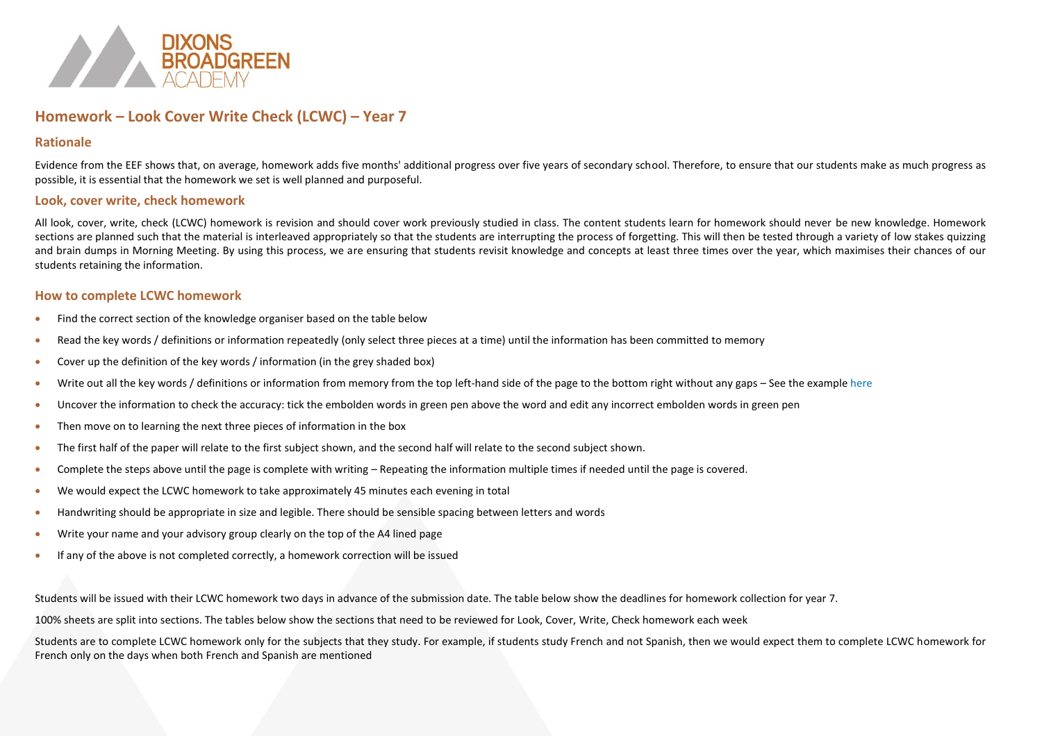DIXONS BROADGREEN ACADEMY

## Homework – Look Cover Write Check (LCWC) – Year 7

### Rationale

Evidence from the EEF shows that, on average, homework adds five months' additional progress over five years of secondary school. Therefore, to ensure that our students make as much progress as possible, it is essential that the homework we set is well planned and purposeful.

### Look, cover write, check homework

All look, cover, write, check (LCWC) homework is revision and should cover work previously studied in class. The content students learn for homework should never be new knowledge. Homework sections are planned such that the material is interleaved appropriately so that the students are interrupting the process of forgetting. This will then be tested through a variety of low stakes quizzing and brain dumps in Morning Meeting. By using this process, we are ensuring that students revisit knowledge and concepts at least three times over the year, which maximises their chances of our students retaining the information.

### How to complete LCWC homework

- Find the correct section of the knowledge organiser based on the table below
- Read the key words / definitions or information repeatedly (only select three pieces at a time) until the information has been committed to memory
- Cover up the definition of the key words / information (in the grey shaded box)
- Write out all the key words / definitions or information from memory from the top left-hand side of the page to the bottom right without any gaps – See the example here
- Uncover the information to check the accuracy: tick the embolden words in green pen above the word and edit any incorrect embolden words in green pen
- Then move on to learning the next three pieces of information in the box
- The first half of the paper will relate to the first subject shown, and the second half will relate to the second subject shown.
- Complete the steps above until the page is complete with writing – Repeating the information multiple times if needed until the page is covered.
- We would expect the LCWC homework to take approximately 45 minutes each evening in total
- Handwriting should be appropriate in size and legible. There should be sensible spacing between letters and words
- Write your name and your advisory group clearly on the top of the A4 lined page
- If any of the above is not completed correctly, a homework correction will be issued

Students will be issued with their LCWC homework two days in advance of the submission date. The table below show the deadlines for homework collection for year 7.

100% sheets are split into sections. The tables below show the sections that need to be reviewed for Look, Cover, Write, Check homework each week

Students are to complete LCWC homework only for the subjects that they study. For example, if students study French and not Spanish, then we would expect them to complete LCWC homework for French only on the days when both French and Spanish are mentioned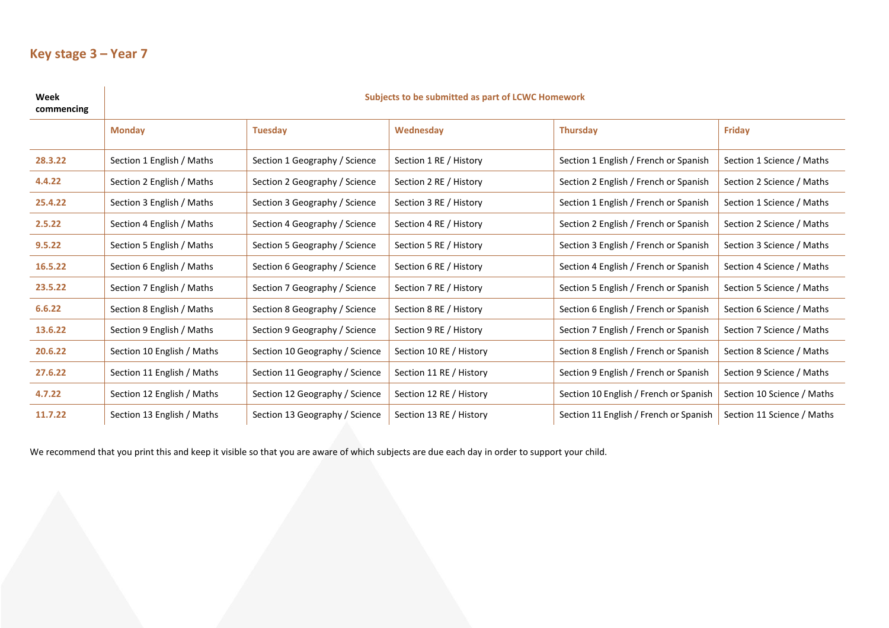## Key stage 3 – Year 7

| Week commencing | Subjects to be submitted as part of LCWC Homework | | | | |
|---|---|---|---|---|---|
| | **Monday** | **Tuesday** | **Wednesday** | **Thursday** | **Friday** |
| **28.3.22** | Section 1 English / Maths | Section 1 Geography / Science | Section 1 RE / History | Section 1 English / French or Spanish | Section 1 Science / Maths |
| **4.4.22** | Section 2 English / Maths | Section 2 Geography / Science | Section 2 RE / History | Section 2 English / French or Spanish | Section 2 Science / Maths |
| **25.4.22** | Section 3 English / Maths | Section 3 Geography / Science | Section 3 RE / History | Section 1 English / French or Spanish | Section 1 Science / Maths |
| **2.5.22** | Section 4 English / Maths | Section 4 Geography / Science | Section 4 RE / History | Section 2 English / French or Spanish | Section 2 Science / Maths |
| **9.5.22** | Section 5 English / Maths | Section 5 Geography / Science | Section 5 RE / History | Section 3 English / French or Spanish | Section 3 Science / Maths |
| **16.5.22** | Section 6 English / Maths | Section 6 Geography / Science | Section 6 RE / History | Section 4 English / French or Spanish | Section 4 Science / Maths |
| **23.5.22** | Section 7 English / Maths | Section 7 Geography / Science | Section 7 RE / History | Section 5 English / French or Spanish | Section 5 Science / Maths |
| **6.6.22** | Section 8 English / Maths | Section 8 Geography / Science | Section 8 RE / History | Section 6 English / French or Spanish | Section 6 Science / Maths |
| **13.6.22** | Section 9 English / Maths | Section 9 Geography / Science | Section 9 RE / History | Section 7 English / French or Spanish | Section 7 Science / Maths |
| **20.6.22** | Section 10 English / Maths | Section 10 Geography / Science | Section 10 RE / History | Section 8 English / French or Spanish | Section 8 Science / Maths |
| **27.6.22** | Section 11 English / Maths | Section 11 Geography / Science | Section 11 RE / History | Section 9 English / French or Spanish | Section 9 Science / Maths |
| **4.7.22** | Section 12 English / Maths | Section 12 Geography / Science | Section 12 RE / History | Section 10 English / French or Spanish | Section 10 Science / Maths |
| **11.7.22** | Section 13 English / Maths | Section 13 Geography / Science | Section 13 RE / History | Section 11 English / French or Spanish | Section 11 Science / Maths |

We recommend that you print this and keep it visible so that you are aware of which subjects are due each day in order to support your child.